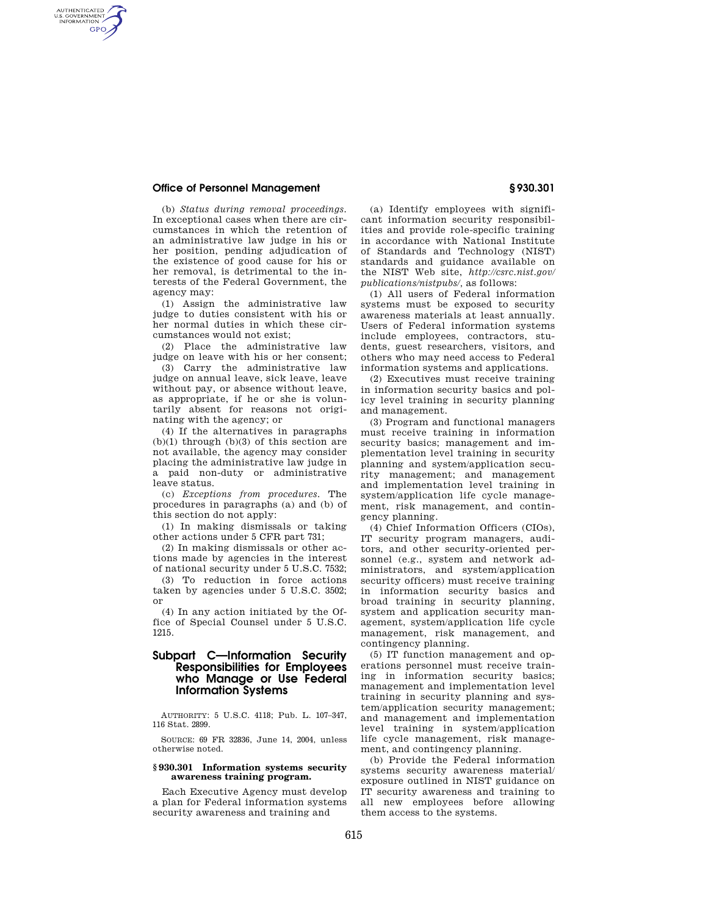(b) *Status during removal proceedings.* In exceptional cases when there are circumstances in which the retention of an administrative law judge in his or her position, pending adjudication of the existence of good cause for his or her removal, is detrimental to the interests of the Federal Government, the agency may:

(1) Assign the administrative law judge to duties consistent with his or her normal duties in which these circumstances would not exist;

(2) Place the administrative law judge on leave with his or her consent;

(3) Carry the administrative law judge on annual leave, sick leave, leave without pay, or absence without leave, as appropriate, if he or she is voluntarily absent for reasons not originating with the agency; or

(4) If the alternatives in paragraphs (b)(1) through (b)(3) of this section are not available, the agency may consider placing the administrative law judge in a paid non-duty or administrative leave status.

(c) *Exceptions from procedures.* The procedures in paragraphs (a) and (b) of this section do not apply:

(1) In making dismissals or taking other actions under 5 CFR part 731;

(2) In making dismissals or other actions made by agencies in the interest of national security under 5 U.S.C. 7532;

(3) To reduction in force actions taken by agencies under 5 U.S.C. 3502; or

(4) In any action initiated by the Office of Special Counsel under 5 U.S.C. 1215.

## Subpart C—Information Security Responsibilities for Employees who Manage or Use Federal Information Systems

AUTHORITY: 5 U.S.C. 4118; Pub. L. 107–347, 116 Stat. 2899.

SOURCE: 69 FR 32836, June 14, 2004, unless otherwise noted.

### § 930.301 Information systems security awareness training program.

Each Executive Agency must develop a plan for Federal information systems security awareness and training and

(a) Identify employees with significant information security responsibilities and provide role-specific training in accordance with National Institute of Standards and Technology (NIST) standards and guidance available on the NIST Web site, *http://csrc.nist.gov/publications/nistpubs/*, as follows:

(1) All users of Federal information systems must be exposed to security awareness materials at least annually. Users of Federal information systems include employees, contractors, students, guest researchers, visitors, and others who may need access to Federal information systems and applications.

(2) Executives must receive training in information security basics and policy level training in security planning and management.

(3) Program and functional managers must receive training in information security basics; management and implementation level training in security planning and system/application security management; and management and implementation level training in system/application life cycle management, risk management, and contingency planning.

(4) Chief Information Officers (CIOs), IT security program managers, auditors, and other security-oriented personnel (e.g., system and network administrators, and system/application security officers) must receive training in information security basics and broad training in security planning, system and application security management, system/application life cycle management, risk management, and contingency planning.

(5) IT function management and operations personnel must receive training in information security basics; management and implementation level training in security planning and system/application security management; and management and implementation level training in system/application life cycle management, risk management, and contingency planning.

(b) Provide the Federal information systems security awareness material/exposure outlined in NIST guidance on IT security awareness and training to all new employees before allowing them access to the systems.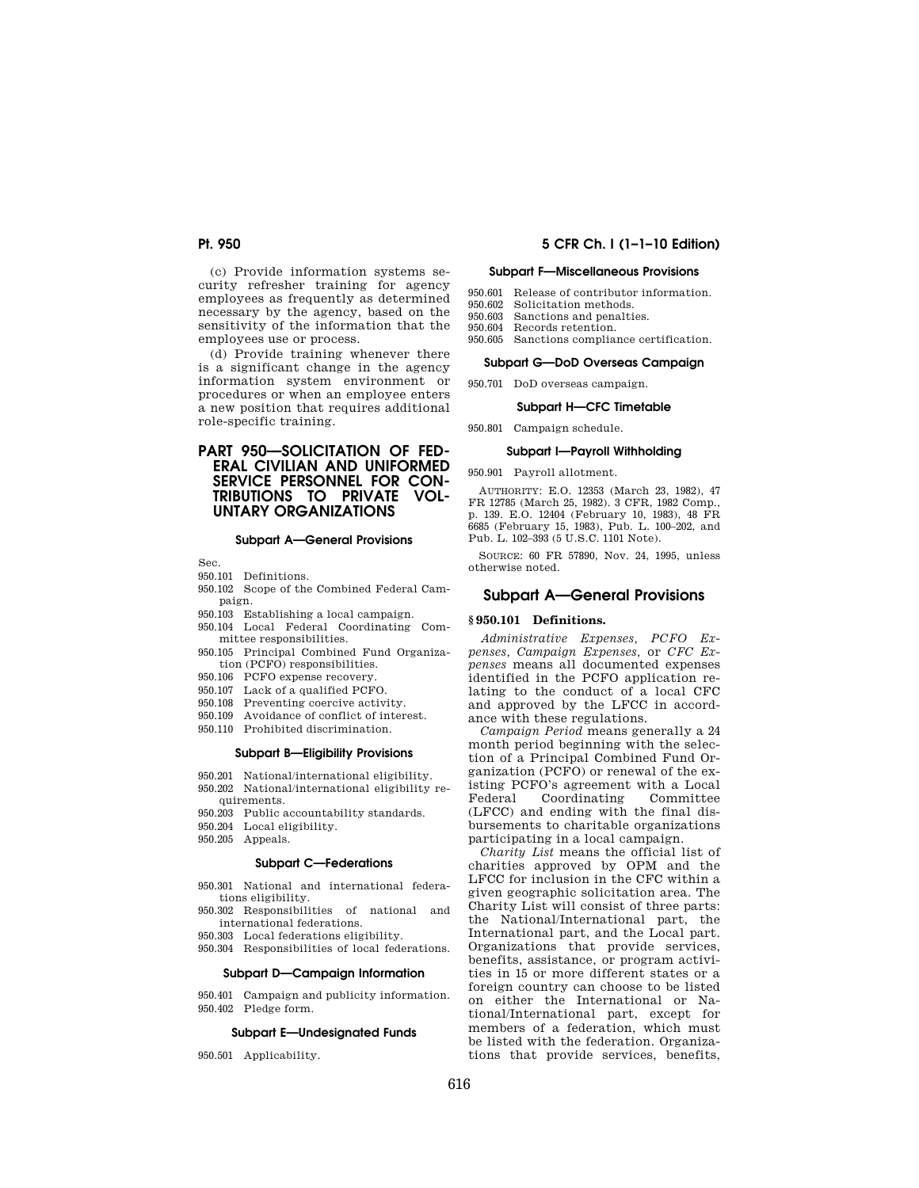(c) Provide information systems security refresher training for agency employees as frequently as determined necessary by the agency, based on the sensitivity of the information that the employees use or process.

(d) Provide training whenever there is a significant change in the agency information system environment or procedures or when an employee enters a new position that requires additional role-specific training.

# PART 950—SOLICITATION OF FEDERAL CIVILIAN AND UNIFORMED SERVICE PERSONNEL FOR CONTRIBUTIONS TO PRIVATE VOLUNTARY ORGANIZATIONS

### Subpart A—General Provisions

Sec.
950.101 Definitions.
950.102 Scope of the Combined Federal Campaign.
950.103 Establishing a local campaign.
950.104 Local Federal Coordinating Committee responsibilities.
950.105 Principal Combined Fund Organization (PCFO) responsibilities.
950.106 PCFO expense recovery.
950.107 Lack of a qualified PCFO.
950.108 Preventing coercive activity.
950.109 Avoidance of conflict of interest.
950.110 Prohibited discrimination.

### Subpart B—Eligibility Provisions

950.201 National/international eligibility.
950.202 National/international eligibility requirements.
950.203 Public accountability standards.
950.204 Local eligibility.
950.205 Appeals.

### Subpart C—Federations

950.301 National and international federations eligibility.
950.302 Responsibilities of national and international federations.
950.303 Local federations eligibility.
950.304 Responsibilities of local federations.

### Subpart D—Campaign Information

950.401 Campaign and publicity information.
950.402 Pledge form.

### Subpart E—Undesignated Funds

950.501 Applicability.

### Subpart F—Miscellaneous Provisions

950.601 Release of contributor information.
950.602 Solicitation methods.
950.603 Sanctions and penalties.
950.604 Records retention.
950.605 Sanctions compliance certification.

### Subpart G—DoD Overseas Campaign

950.701 DoD overseas campaign.

### Subpart H—CFC Timetable

950.801 Campaign schedule.

### Subpart I—Payroll Withholding

950.901 Payroll allotment.

AUTHORITY: E.O. 12353 (March 23, 1982), 47 FR 12785 (March 25, 1982). 3 CFR, 1982 Comp., p. 139. E.O. 12404 (February 10, 1983), 48 FR 6685 (February 15, 1983), Pub. L. 100–202, and Pub. L. 102–393 (5 U.S.C. 1101 Note).

SOURCE: 60 FR 57890, Nov. 24, 1995, unless otherwise noted.

## Subpart A—General Provisions

### § 950.101 Definitions.

*Administrative Expenses, PCFO Expenses, Campaign Expenses,* or *CFC Expenses* means all documented expenses identified in the PCFO application relating to the conduct of a local CFC and approved by the LFCC in accordance with these regulations.

*Campaign Period* means generally a 24 month period beginning with the selection of a Principal Combined Fund Organization (PCFO) or renewal of the existing PCFO's agreement with a Local Federal Coordinating Committee (LFCC) and ending with the final disbursements to charitable organizations participating in a local campaign.

*Charity List* means the official list of charities approved by OPM and the LFCC for inclusion in the CFC within a given geographic solicitation area. The Charity List will consist of three parts: the National/International part, the International part, and the Local part. Organizations that provide services, benefits, assistance, or program activities in 15 or more different states or a foreign country can choose to be listed on either the International or National/International part, except for members of a federation, which must be listed with the federation. Organizations that provide services, benefits,